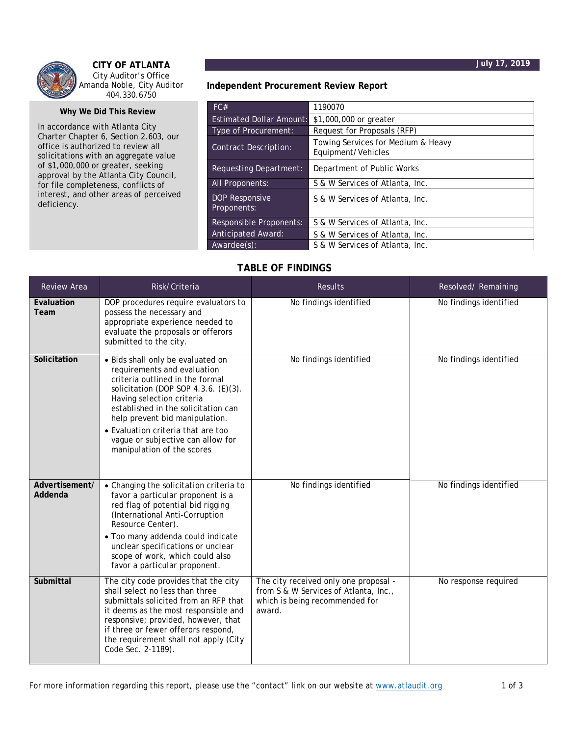**CITY OF ATLANTA**
City Auditor's Office
Amanda Noble, City Auditor
404.330.6750

July 17, 2019

## Independent Procurement Review Report

### Why We Did This Review

In accordance with Atlanta City Charter Chapter 6, Section 2.603, our office is authorized to review all solicitations with an aggregate value of $1,000,000 or greater, seeking approval by the Atlanta City Council, for file completeness, conflicts of interest, and other areas of perceived deficiency.

| FC# | 1190070 |
|---|---|
| Estimated Dollar Amount: | $1,000,000 or greater |
| Type of Procurement: | Request for Proposals (RFP) |
| Contract Description: | Towing Services for Medium & Heavy Equipment/Vehicles |
| Requesting Department: | Department of Public Works |
| All Proponents: | S & W Services of Atlanta, Inc. |
| DOP Responsive Proponents: | S & W Services of Atlanta, Inc. |
| Responsible Proponents: | S & W Services of Atlanta, Inc. |
| Anticipated Award: | S & W Services of Atlanta, Inc. |
| Awardee(s): | S & W Services of Atlanta, Inc. |

### TABLE OF FINDINGS

| Review Area | Risk/Criteria | Results | Resolved/ Remaining |
|---|---|---|---|
| **Evaluation Team** | DOP procedures require evaluators to possess the necessary and appropriate experience needed to evaluate the proposals or offerors submitted to the city. | No findings identified | No findings identified |
| **Solicitation** | • Bids shall only be evaluated on requirements and evaluation criteria outlined in the formal solicitation (DOP SOP 4.3.6. (E)(3). Having selection criteria established in the solicitation can help prevent bid manipulation.<br>• Evaluation criteria that are too vague or subjective can allow for manipulation of the scores | No findings identified | No findings identified |
| **Advertisement/ Addenda** | • Changing the solicitation criteria to favor a particular proponent is a red flag of potential bid rigging (International Anti-Corruption Resource Center).<br>• Too many addenda could indicate unclear specifications or unclear scope of work, which could also favor a particular proponent. | No findings identified | No findings identified |
| **Submittal** | The city code provides that the city shall select no less than three submittals solicited from an RFP that it deems as the most responsible and responsive; provided, however, that if three or fewer offerors respond, the requirement shall not apply (City Code Sec. 2-1189). | The city received only one proposal - from S & W Services of Atlanta, Inc., which is being recommended for award. | No response required |

For more information regarding this report, please use the "contact" link on our website at [www.atlaudit.org](http://www.atlaudit.org)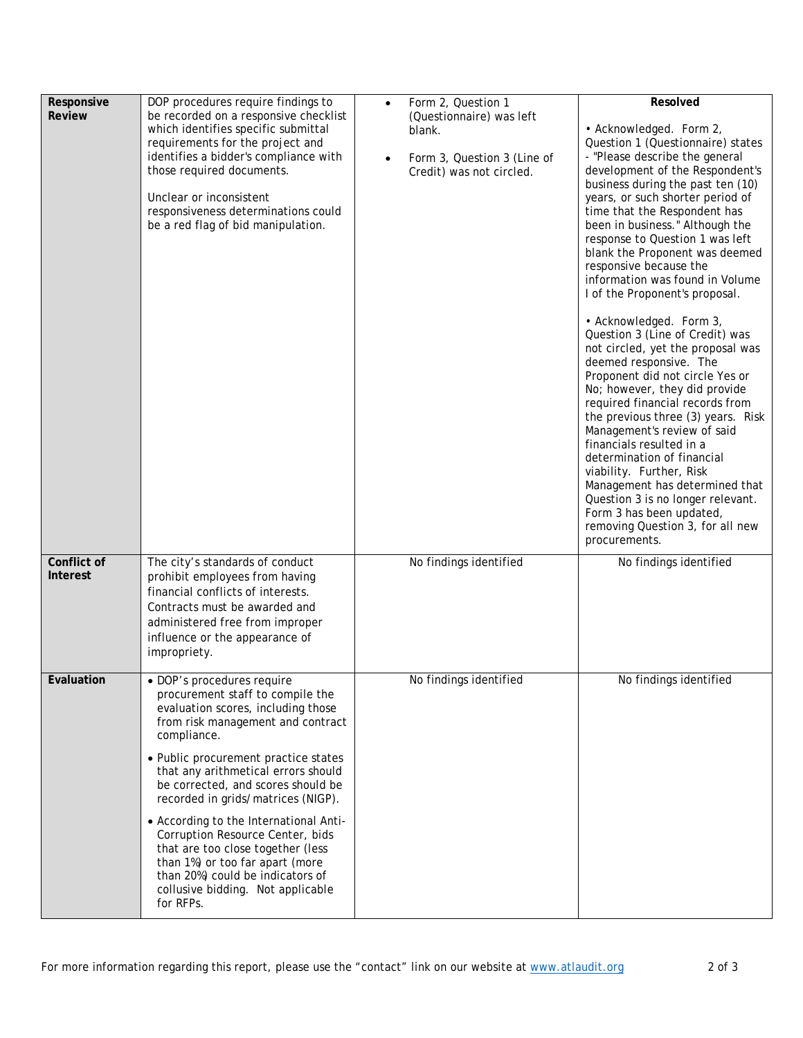| | | | |
|---|---|---|---|
| **Responsive Review** | DOP procedures require findings to be recorded on a responsive checklist which identifies specific submittal requirements for the project and identifies a bidder's compliance with those required documents.<br><br>Unclear or inconsistent responsiveness determinations could be a red flag of bid manipulation. | • Form 2, Question 1 (Questionnaire) was left blank.<br><br>• Form 3, Question 3 (Line of Credit) was not circled. | **Resolved**<br><br>• Acknowledged. Form 2, Question 1 (Questionnaire) states - "Please describe the general development of the Respondent's business during the past ten (10) years, or such shorter period of time that the Respondent has been in business." Although the response to Question 1 was left blank the Proponent was deemed responsive because the information was found in Volume I of the Proponent's proposal.<br><br>• Acknowledged. Form 3, Question 3 (Line of Credit) was not circled, yet the proposal was deemed responsive. The Proponent did not circle Yes or No; however, they did provide required financial records from the previous three (3) years. Risk Management's review of said financials resulted in a determination of financial viability. Further, Risk Management has determined that Question 3 is no longer relevant. Form 3 has been updated, removing Question 3, for all new procurements. |
| **Conflict of Interest** | The city's standards of conduct prohibit employees from having financial conflicts of interests. Contracts must be awarded and administered free from improper influence or the appearance of impropriety. | No findings identified | No findings identified |
| **Evaluation** | • DOP's procedures require procurement staff to compile the evaluation scores, including those from risk management and contract compliance.<br><br>• Public procurement practice states that any arithmetical errors should be corrected, and scores should be recorded in grids/matrices (NIGP).<br><br>• According to the International Anti-Corruption Resource Center, bids that are too close together (less than 1%) or too far apart (more than 20%) could be indicators of collusive bidding. Not applicable for RFPs. | No findings identified | No findings identified |

For more information regarding this report, please use the "contact" link on our website at www.atlaudit.org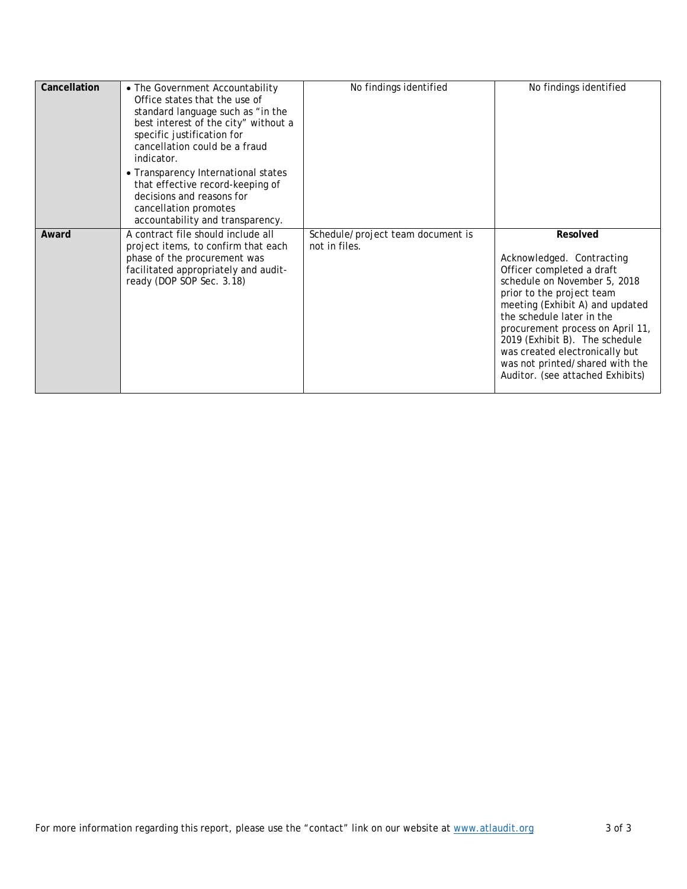| | | | |
|---|---|---|---|
| **Cancellation** | • The Government Accountability Office states that the use of standard language such as "in the best interest of the city" without a specific justification for cancellation could be a fraud indicator.<br>• Transparency International states that effective record-keeping of decisions and reasons for cancellation promotes accountability and transparency. | No findings identified | No findings identified |
| **Award** | A contract file should include all project items, to confirm that each phase of the procurement was facilitated appropriately and audit-ready (DOP SOP Sec. 3.18) | Schedule/project team document is not in files. | **Resolved**<br><br>Acknowledged. Contracting Officer completed a draft schedule on November 5, 2018 prior to the project team meeting (Exhibit A) and updated the schedule later in the procurement process on April 11, 2019 (Exhibit B). The schedule was created electronically but was not printed/shared with the Auditor. (see attached Exhibits) |

For more information regarding this report, please use the "contact" link on our website at www.atlaudit.org